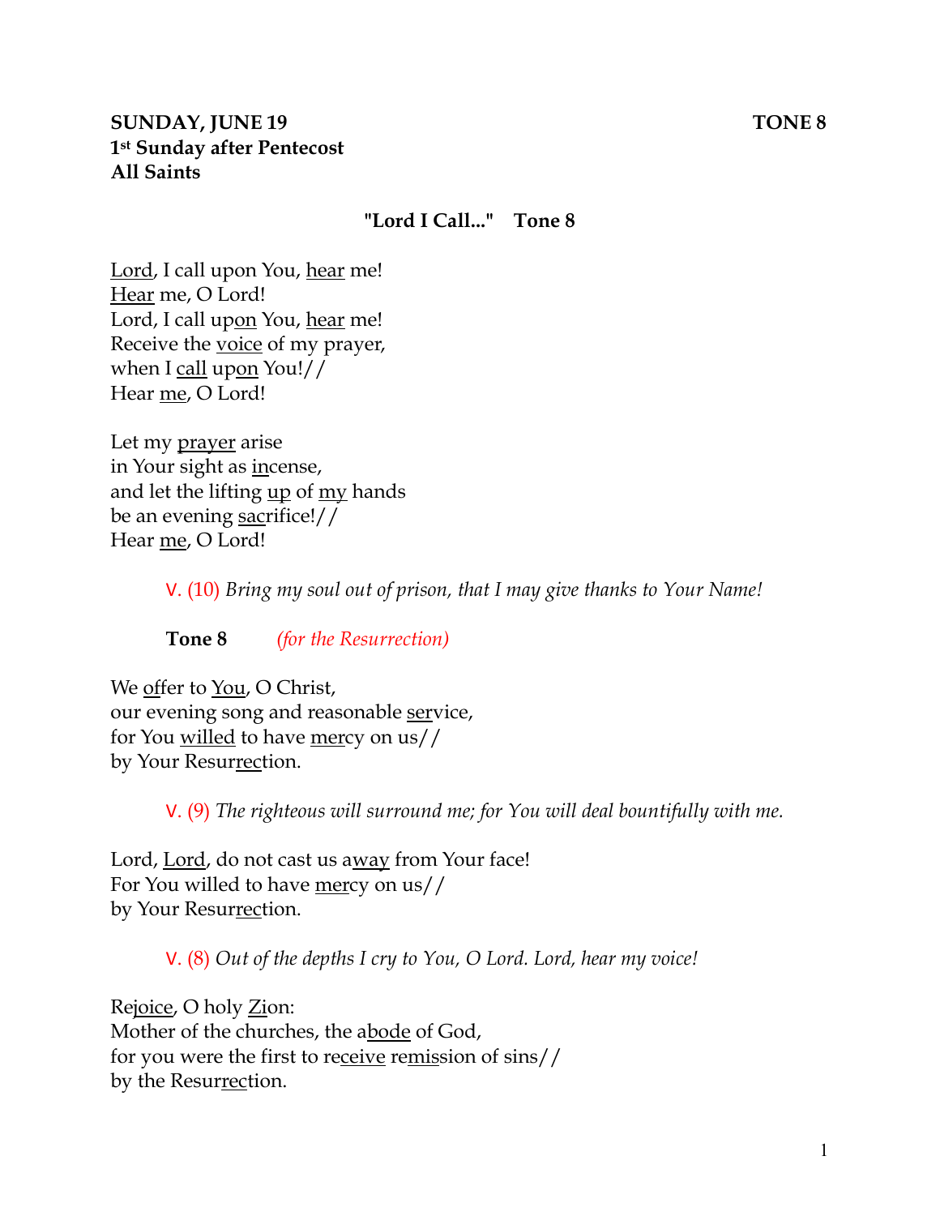**SUNDAY, JUNE 19** **TONE 8**
**1st Sunday after Pentecost**
**All Saints**

**"Lord I Call..." Tone 8**

Lord, I call upon You, hear me!
Hear me, O Lord!
Lord, I call upon You, hear me!
Receive the voice of my prayer,
when I call upon You!//
Hear me, O Lord!

Let my prayer arise
in Your sight as incense,
and let the lifting up of my hands
be an evening sacrifice!//
Hear me, O Lord!

V. (10) *Bring my soul out of prison, that I may give thanks to Your Name!*

**Tone 8** *(for the Resurrection)*

We offer to You, O Christ,
our evening song and reasonable service,
for You willed to have mercy on us//
by Your Resurrection.

V. (9) *The righteous will surround me; for You will deal bountifully with me.*

Lord, Lord, do not cast us away from Your face!
For You willed to have mercy on us//
by Your Resurrection.

V. (8) *Out of the depths I cry to You, O Lord. Lord, hear my voice!*

Rejoice, O holy Zion:
Mother of the churches, the abode of God,
for you were the first to receive remission of sins//
by the Resurrection.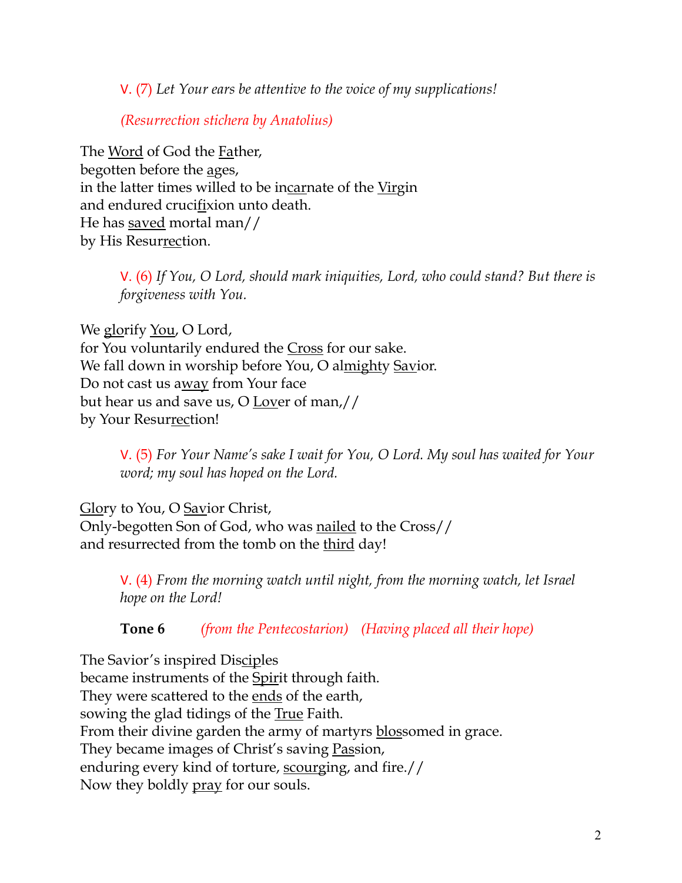V. (7) *Let Your ears be attentive to the voice of my supplications!*

*(Resurrection stichera by Anatolius)*

The <u>Word</u> of God the <u>Fa</u>ther,
begotten before the <u>a</u>ges,
in the latter times willed to be in<u>car</u>nate of the <u>Vir</u>gin
and endured cruci<u>fi</u>xion unto death.
He has <u>saved</u> mortal man//
by His Resur<u>rec</u>tion.

V. (6) *If You, O Lord, should mark iniquities, Lord, who could stand? But there is forgiveness with You.*

We <u>glo</u>rify <u>You</u>, O Lord,
for You voluntarily endured the <u>Cross</u> for our sake.
We fall down in worship before You, O al<u>mighty</u> <u>Sav</u>ior.
Do not cast us a<u>way</u> from Your face
but hear us and save us, O <u>Lov</u>er of man,//
by Your Resur<u>rec</u>tion!

V. (5) *For Your Name's sake I wait for You, O Lord. My soul has waited for Your word; my soul has hoped on the Lord.*

<u>Glo</u>ry to You, O <u>Sav</u>ior Christ,
Only-begotten Son of God, who was <u>nailed</u> to the Cross//
and resurrected from the tomb on the <u>third</u> day!

V. (4) *From the morning watch until night, from the morning watch, let Israel hope on the Lord!*

**Tone 6** *(from the Pentecostarion)* *(Having placed all their hope)*

The Savior's inspired Dis<u>ci</u>ples
became instruments of the <u>Spir</u>it through faith.
They were scattered to the <u>ends</u> of the earth,
sowing the glad tidings of the <u>True</u> Faith.
From their divine garden the army of martyrs <u>blos</u>somed in grace.
They became images of Christ's saving <u>Pas</u>sion,
enduring every kind of torture, <u>scourg</u>ing, and fire.//
Now they boldly <u>pray</u> for our souls.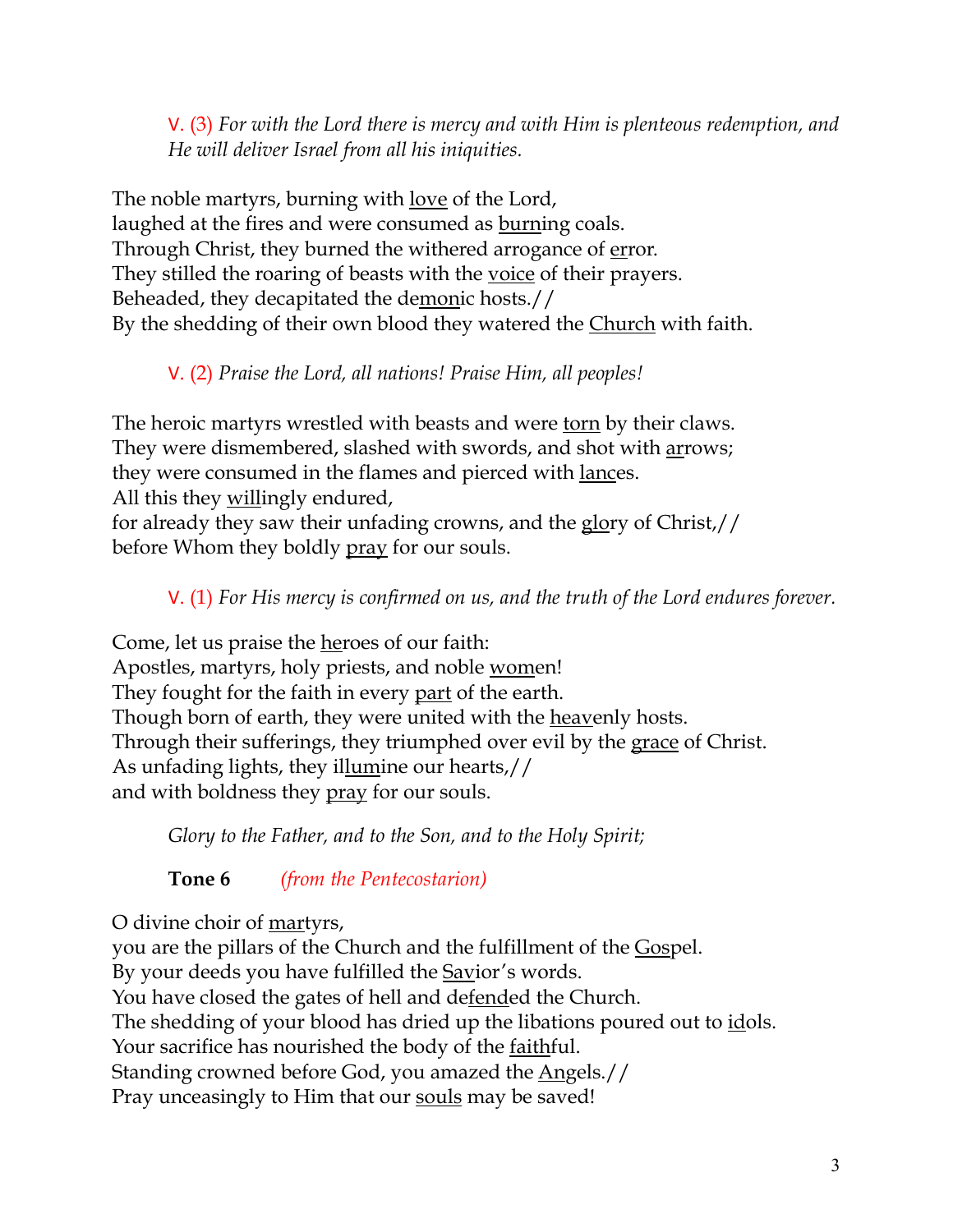V. (3) *For with the Lord there is mercy and with Him is plenteous redemption, and He will deliver Israel from all his iniquities.*

The noble martyrs, burning with <u>love</u> of the Lord,
laughed at the fires and were consumed as <u>burn</u>ing coals.
Through Christ, they burned the withered arrogance of <u>er</u>ror.
They stilled the roaring of beasts with the <u>voice</u> of their prayers.
Beheaded, they decapitated the de<u>mon</u>ic hosts.//
By the shedding of their own blood they watered the <u>Church</u> with faith.

V. (2) *Praise the Lord, all nations! Praise Him, all peoples!*

The heroic martyrs wrestled with beasts and were <u>torn</u> by their claws.
They were dismembered, slashed with swords, and shot with <u>ar</u>rows;
they were consumed in the flames and pierced with <u>lanc</u>es.
All this they <u>will</u>ingly endured,
for already they saw their unfading crowns, and the <u>glo</u>ry of Christ,//
before Whom they boldly <u>pray</u> for our souls.

V. (1) *For His mercy is confirmed on us, and the truth of the Lord endures forever.*

Come, let us praise the <u>he</u>roes of our faith:
Apostles, martyrs, holy priests, and noble <u>wom</u>en!
They fought for the faith in every <u>part</u> of the earth.
Though born of earth, they were united with the <u>heav</u>enly hosts.
Through their sufferings, they triumphed over evil by the <u>grace</u> of Christ.
As unfading lights, they il<u>lum</u>ine our hearts,//
and with boldness they <u>pray</u> for our souls.

*Glory to the Father, and to the Son, and to the Holy Spirit;*

**Tone 6** *(from the Pentecostarion)*

O divine choir of <u>mar</u>tyrs,
you are the pillars of the Church and the fulfillment of the <u>Gos</u>pel.
By your deeds you have fulfilled the <u>Sav</u>ior's words.
You have closed the gates of hell and de<u>fend</u>ed the Church.
The shedding of your blood has dried up the libations poured out to <u>id</u>ols.
Your sacrifice has nourished the body of the <u>faith</u>ful.
Standing crowned before God, you amazed the <u>An</u>gels.//
Pray unceasingly to Him that our <u>souls</u> may be saved!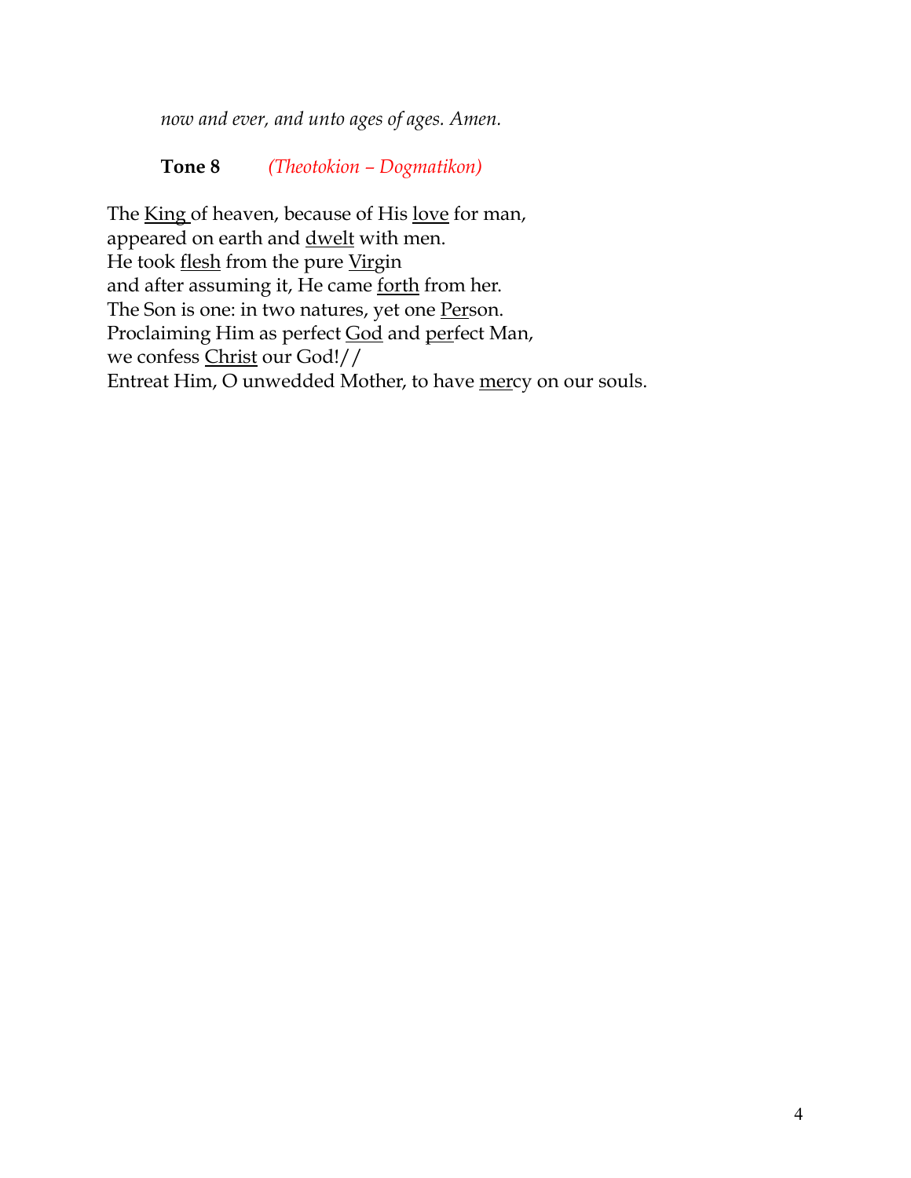*now and ever, and unto ages of ages. Amen.*

**Tone 8** *(Theotokion – Dogmatikon)*

The <u>King</u> of heaven, because of His <u>love</u> for man,
appeared on earth and <u>dwelt</u> with men.
He took <u>flesh</u> from the pure <u>Virgin</u>
and after assuming it, He came <u>forth</u> from her.
The Son is one: in two natures, yet one <u>Per</u>son.
Proclaiming Him as perfect <u>God</u> and <u>per</u>fect Man,
we confess <u>Christ</u> our God!//
Entreat Him, O unwedded Mother, to have <u>mer</u>cy on our souls.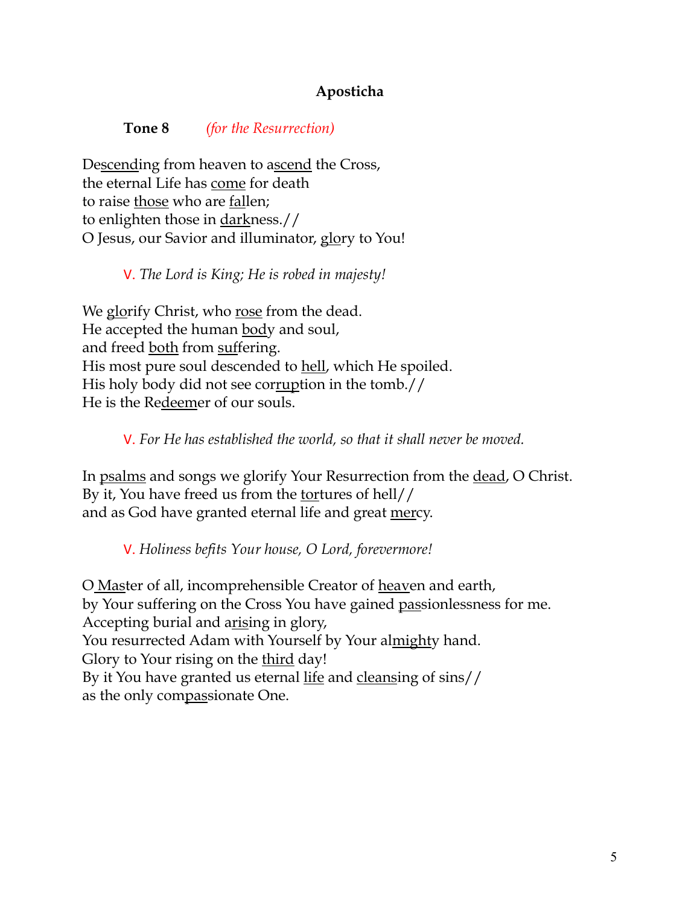### Aposticha

**Tone 8** *(for the Resurrection)*

Descending from heaven to ascend the Cross,
the eternal Life has come for death
to raise those who are fallen;
to enlighten those in darkness.//
O Jesus, our Savior and illuminator, glory to You!

V. *The Lord is King; He is robed in majesty!*

We glorify Christ, who rose from the dead.
He accepted the human body and soul,
and freed both from suffering.
His most pure soul descended to hell, which He spoiled.
His holy body did not see corruption in the tomb.//
He is the Redeemer of our souls.

V. *For He has established the world, so that it shall never be moved.*

In psalms and songs we glorify Your Resurrection from the dead, O Christ.
By it, You have freed us from the tortures of hell//
and as God have granted eternal life and great mercy.

V. *Holiness befits Your house, O Lord, forevermore!*

O Master of all, incomprehensible Creator of heaven and earth,
by Your suffering on the Cross You have gained passionlessness for me.
Accepting burial and arising in glory,
You resurrected Adam with Yourself by Your almighty hand.
Glory to Your rising on the third day!
By it You have granted us eternal life and cleansing of sins//
as the only compassionate One.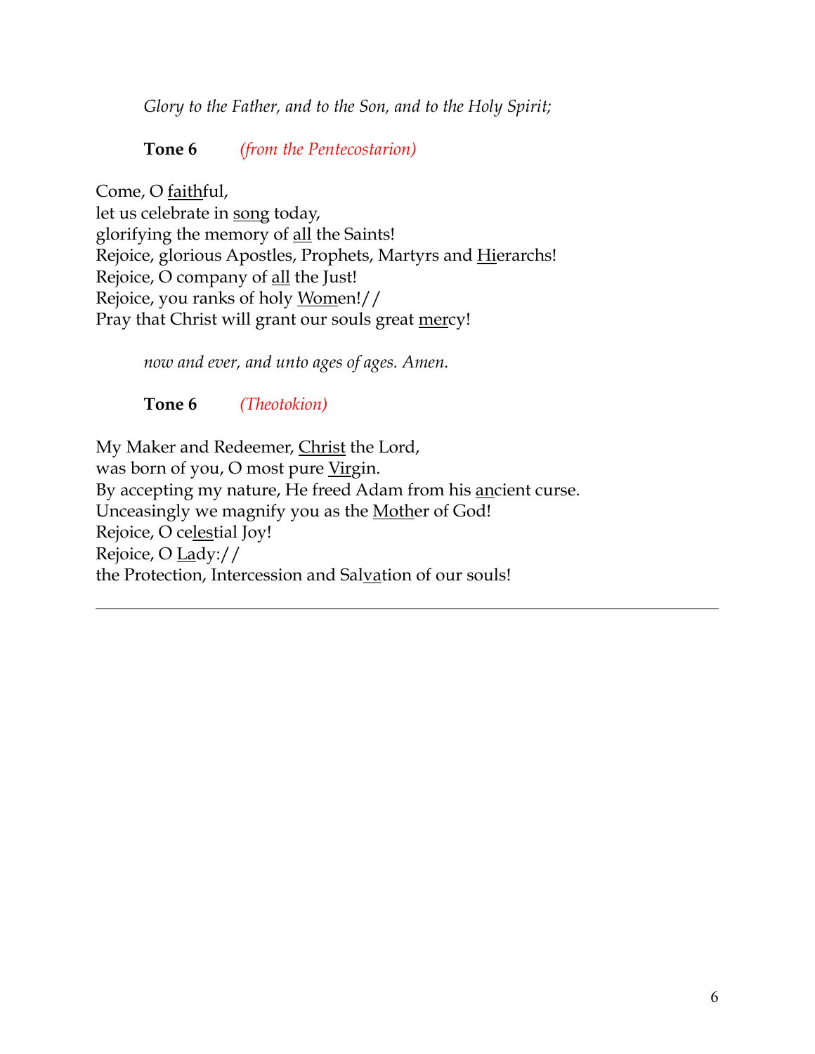*Glory to the Father, and to the Son, and to the Holy Spirit;*

**Tone 6** *(from the Pentecostarion)*

Come, O <u>faith</u>ful,
let us celebrate in <u>song</u> today,
glorifying the memory of <u>all</u> the Saints!
Rejoice, glorious Apostles, Prophets, Martyrs and <u>Hi</u>erarchs!
Rejoice, O company of <u>all</u> the Just!
Rejoice, you ranks of holy <u>Wom</u>en!//
Pray that Christ will grant our souls great <u>mer</u>cy!

*now and ever, and unto ages of ages. Amen.*

**Tone 6** *(Theotokion)*

My Maker and Redeemer, <u>Christ</u> the Lord,
was born of you, O most pure <u>Vir</u>gin.
By accepting my nature, He freed Adam from his <u>an</u>cient curse.
Unceasingly we magnify you as the <u>Moth</u>er of God!
Rejoice, O ce<u>les</u>tial Joy!
Rejoice, O <u>La</u>dy://
the Protection, Intercession and Sal<u>va</u>tion of our souls!

---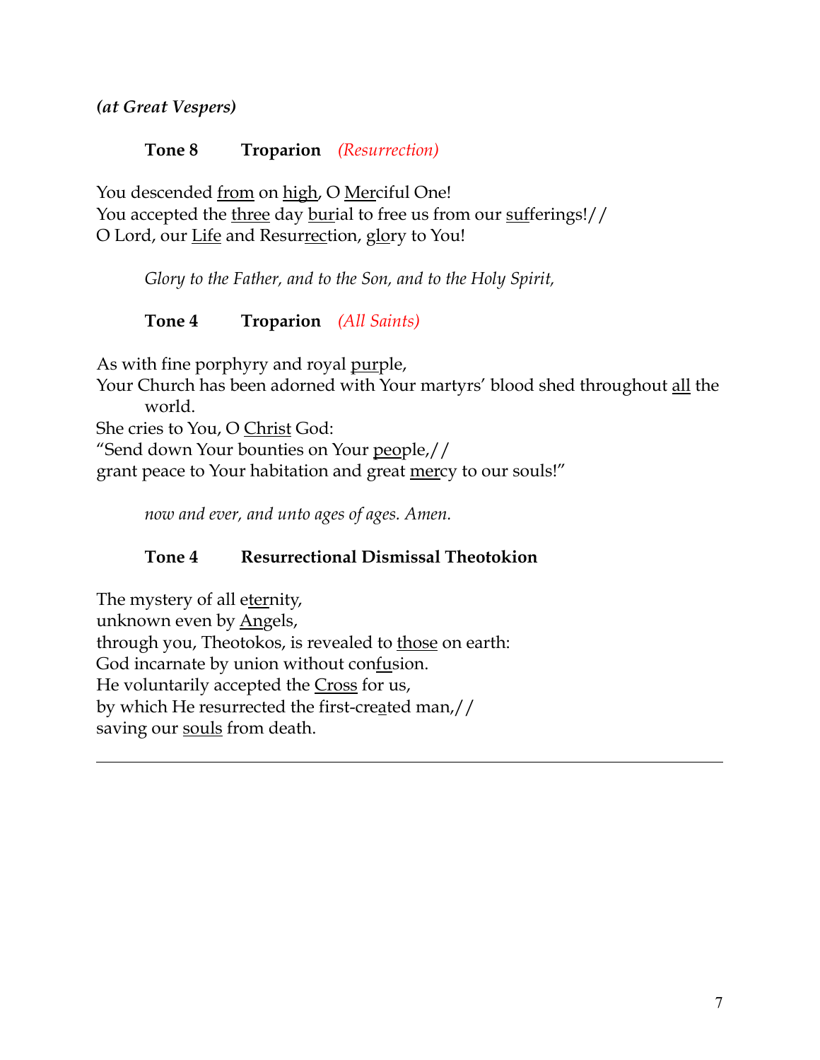***(at Great Vespers)***

**Tone 8 Troparion** *(Resurrection)*

You descended <u>from</u> on <u>high</u>, O <u>Mer</u>ciful One!
You accepted the <u>three</u> day <u>bur</u>ial to free us from our <u>suf</u>ferings!//
O Lord, our <u>Life</u> and Resur<u>rec</u>tion, <u>glo</u>ry to You!

*Glory to the Father, and to the Son, and to the Holy Spirit,*

**Tone 4 Troparion** *(All Saints)*

As with fine porphyry and royal <u>pur</u>ple,
Your Church has been adorned with Your martyrs' blood shed throughout <u>all</u> the world.
She cries to You, O <u>Christ</u> God:
"Send down Your bounties on Your <u>peo</u>ple,//
grant peace to Your habitation and great <u>mer</u>cy to our souls!"

*now and ever, and unto ages of ages. Amen.*

**Tone 4 Resurrectional Dismissal Theotokion**

The mystery of all e<u>ter</u>nity,
unknown even by <u>An</u>gels,
through you, Theotokos, is revealed to <u>those</u> on earth:
God incarnate by union without con<u>fu</u>sion.
He voluntarily accepted the <u>Cross</u> for us,
by which He resurrected the first-cre<u>a</u>ted man,//
saving our <u>souls</u> from death.

---